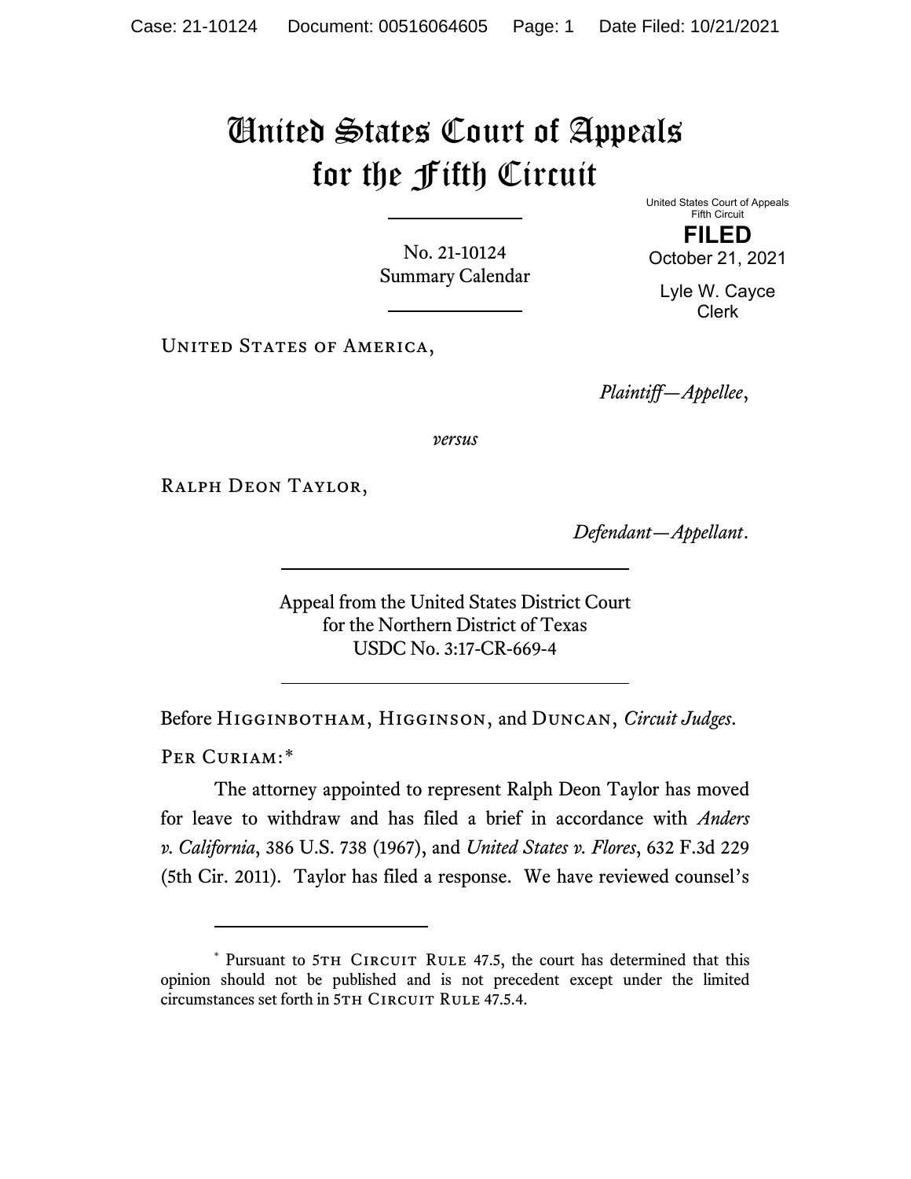# United States Court of Appeals for the Fifth Circuit

United States Court of Appeals
Fifth Circuit

**FILED**

October 21, 2021

Lyle W. Cayce
Clerk

No. 21-10124
Summary Calendar

United States of America,

*Plaintiff—Appellee*,

*versus*

Ralph Deon Taylor,

*Defendant—Appellant*.

Appeal from the United States District Court
for the Northern District of Texas
USDC No. 3:17-CR-669-4

Before Higginbotham, Higginson, and Duncan, *Circuit Judges*.

Per Curiam:*

The attorney appointed to represent Ralph Deon Taylor has moved for leave to withdraw and has filed a brief in accordance with *Anders v. California*, 386 U.S. 738 (1967), and *United States v. Flores*, 632 F.3d 229 (5th Cir. 2011). Taylor has filed a response. We have reviewed counsel's

---

* Pursuant to 5th Circuit Rule 47.5, the court has determined that this opinion should not be published and is not precedent except under the limited circumstances set forth in 5th Circuit Rule 47.5.4.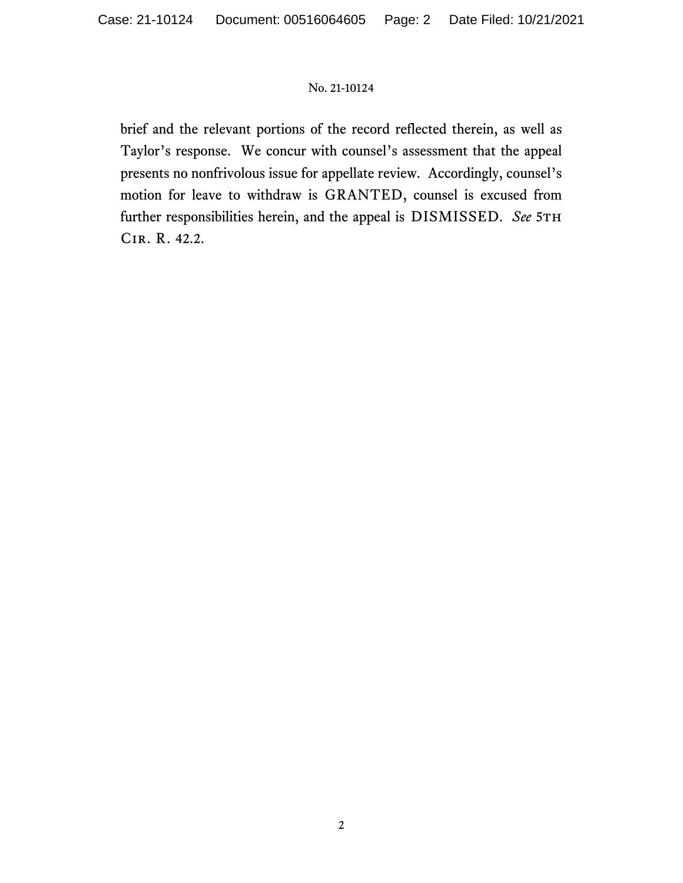brief and the relevant portions of the record reflected therein, as well as Taylor's response. We concur with counsel's assessment that the appeal presents no nonfrivolous issue for appellate review. Accordingly, counsel's motion for leave to withdraw is GRANTED, counsel is excused from further responsibilities herein, and the appeal is DISMISSED. *See* 5TH CIR. R. 42.2.